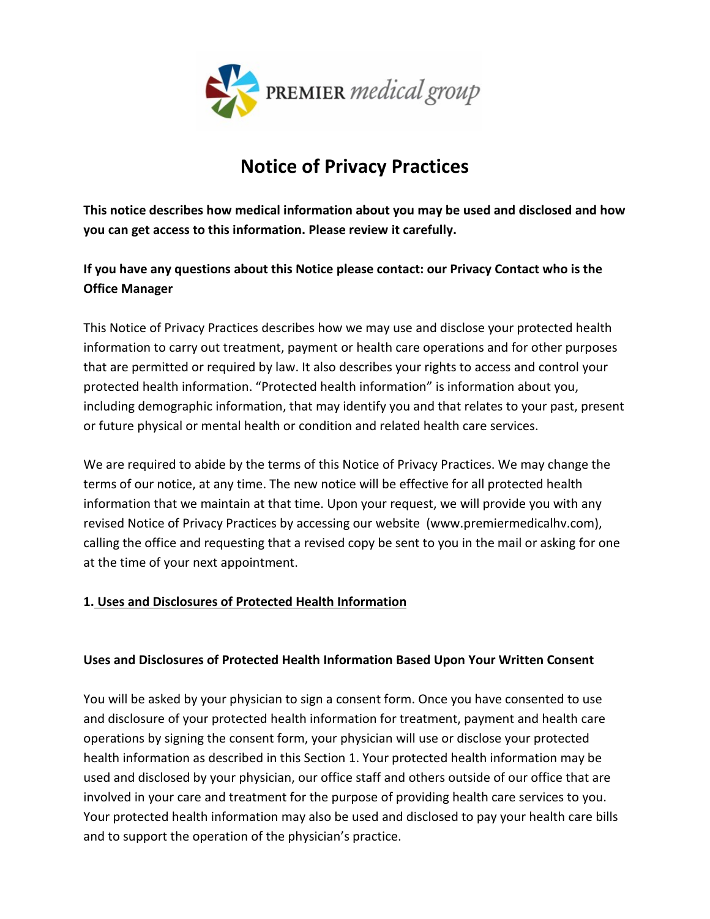PREMIER *medical group*

# Notice of Privacy Practices

**This notice describes how medical information about you may be used and disclosed and how you can get access to this information. Please review it carefully.**

**If you have any questions about this Notice please contact: our Privacy Contact who is the Office Manager**

This Notice of Privacy Practices describes how we may use and disclose your protected health information to carry out treatment, payment or health care operations and for other purposes that are permitted or required by law. It also describes your rights to access and control your protected health information. "Protected health information" is information about you, including demographic information, that may identify you and that relates to your past, present or future physical or mental health or condition and related health care services.

We are required to abide by the terms of this Notice of Privacy Practices. We may change the terms of our notice, at any time. The new notice will be effective for all protected health information that we maintain at that time. Upon your request, we will provide you with any revised Notice of Privacy Practices by accessing our website (www.premiermedicalhv.com), calling the office and requesting that a revised copy be sent to you in the mail or asking for one at the time of your next appointment.

## 1. Uses and Disclosures of Protected Health Information

### Uses and Disclosures of Protected Health Information Based Upon Your Written Consent

You will be asked by your physician to sign a consent form. Once you have consented to use and disclosure of your protected health information for treatment, payment and health care operations by signing the consent form, your physician will use or disclose your protected health information as described in this Section 1. Your protected health information may be used and disclosed by your physician, our office staff and others outside of our office that are involved in your care and treatment for the purpose of providing health care services to you. Your protected health information may also be used and disclosed to pay your health care bills and to support the operation of the physician's practice.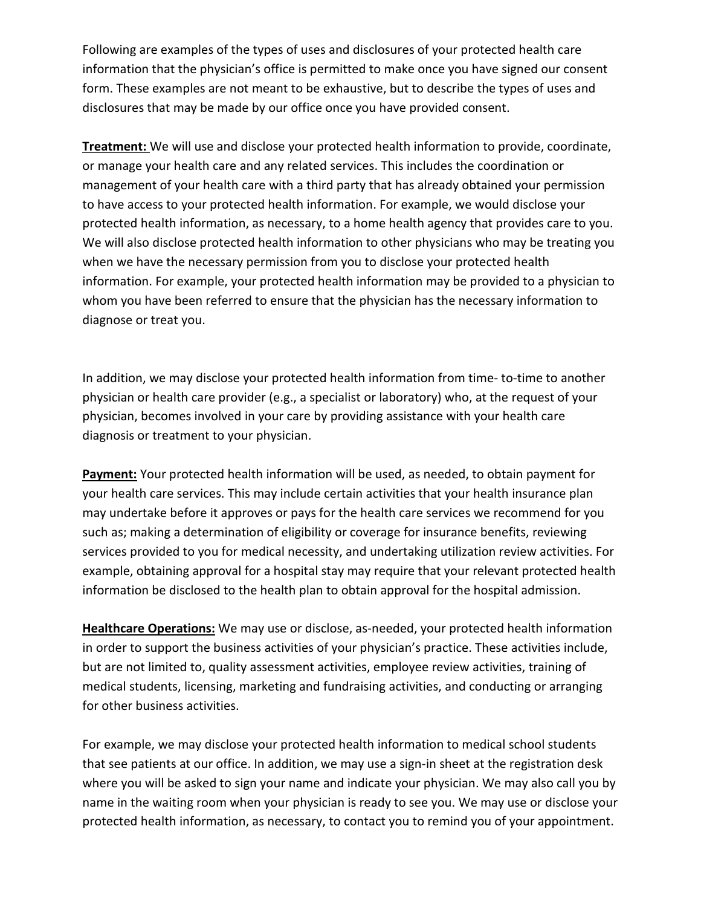Following are examples of the types of uses and disclosures of your protected health care information that the physician's office is permitted to make once you have signed our consent form. These examples are not meant to be exhaustive, but to describe the types of uses and disclosures that may be made by our office once you have provided consent.

**Treatment:** We will use and disclose your protected health information to provide, coordinate, or manage your health care and any related services. This includes the coordination or management of your health care with a third party that has already obtained your permission to have access to your protected health information. For example, we would disclose your protected health information, as necessary, to a home health agency that provides care to you. We will also disclose protected health information to other physicians who may be treating you when we have the necessary permission from you to disclose your protected health information. For example, your protected health information may be provided to a physician to whom you have been referred to ensure that the physician has the necessary information to diagnose or treat you.

In addition, we may disclose your protected health information from time- to-time to another physician or health care provider (e.g., a specialist or laboratory) who, at the request of your physician, becomes involved in your care by providing assistance with your health care diagnosis or treatment to your physician.

**Payment:** Your protected health information will be used, as needed, to obtain payment for your health care services. This may include certain activities that your health insurance plan may undertake before it approves or pays for the health care services we recommend for you such as; making a determination of eligibility or coverage for insurance benefits, reviewing services provided to you for medical necessity, and undertaking utilization review activities. For example, obtaining approval for a hospital stay may require that your relevant protected health information be disclosed to the health plan to obtain approval for the hospital admission.

**Healthcare Operations:** We may use or disclose, as-needed, your protected health information in order to support the business activities of your physician's practice. These activities include, but are not limited to, quality assessment activities, employee review activities, training of medical students, licensing, marketing and fundraising activities, and conducting or arranging for other business activities.

For example, we may disclose your protected health information to medical school students that see patients at our office. In addition, we may use a sign-in sheet at the registration desk where you will be asked to sign your name and indicate your physician. We may also call you by name in the waiting room when your physician is ready to see you. We may use or disclose your protected health information, as necessary, to contact you to remind you of your appointment.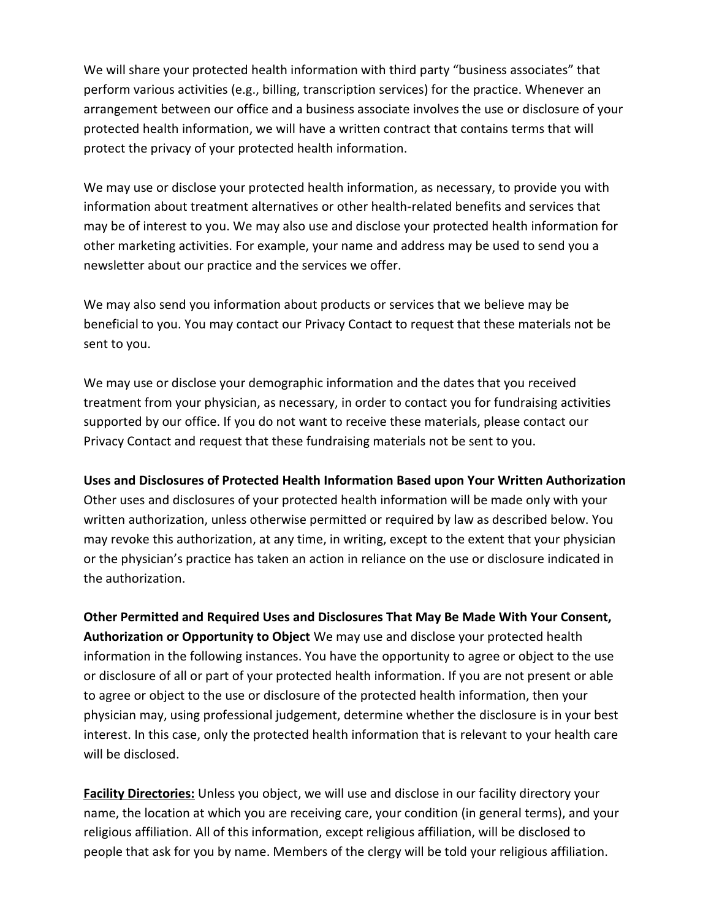We will share your protected health information with third party "business associates" that perform various activities (e.g., billing, transcription services) for the practice. Whenever an arrangement between our office and a business associate involves the use or disclosure of your protected health information, we will have a written contract that contains terms that will protect the privacy of your protected health information.

We may use or disclose your protected health information, as necessary, to provide you with information about treatment alternatives or other health-related benefits and services that may be of interest to you. We may also use and disclose your protected health information for other marketing activities. For example, your name and address may be used to send you a newsletter about our practice and the services we offer.

We may also send you information about products or services that we believe may be beneficial to you. You may contact our Privacy Contact to request that these materials not be sent to you.

We may use or disclose your demographic information and the dates that you received treatment from your physician, as necessary, in order to contact you for fundraising activities supported by our office. If you do not want to receive these materials, please contact our Privacy Contact and request that these fundraising materials not be sent to you.

**Uses and Disclosures of Protected Health Information Based upon Your Written Authorization**
Other uses and disclosures of your protected health information will be made only with your written authorization, unless otherwise permitted or required by law as described below. You may revoke this authorization, at any time, in writing, except to the extent that your physician or the physician's practice has taken an action in reliance on the use or disclosure indicated in the authorization.

**Other Permitted and Required Uses and Disclosures That May Be Made With Your Consent, Authorization or Opportunity to Object** We may use and disclose your protected health information in the following instances. You have the opportunity to agree or object to the use or disclosure of all or part of your protected health information. If you are not present or able to agree or object to the use or disclosure of the protected health information, then your physician may, using professional judgement, determine whether the disclosure is in your best interest. In this case, only the protected health information that is relevant to your health care will be disclosed.

**Facility Directories:** Unless you object, we will use and disclose in our facility directory your name, the location at which you are receiving care, your condition (in general terms), and your religious affiliation. All of this information, except religious affiliation, will be disclosed to people that ask for you by name. Members of the clergy will be told your religious affiliation.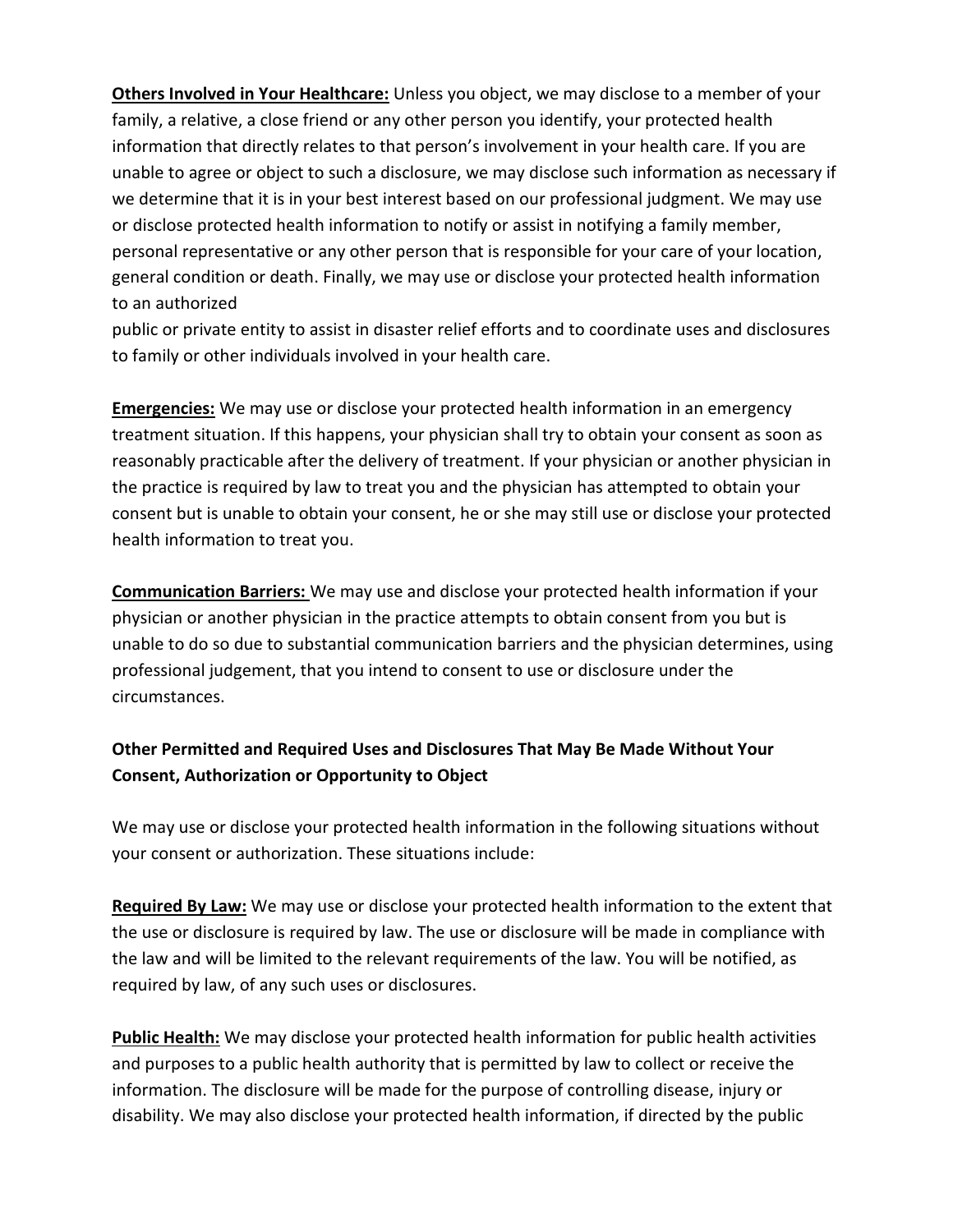**Others Involved in Your Healthcare:** Unless you object, we may disclose to a member of your family, a relative, a close friend or any other person you identify, your protected health information that directly relates to that person's involvement in your health care. If you are unable to agree or object to such a disclosure, we may disclose such information as necessary if we determine that it is in your best interest based on our professional judgment. We may use or disclose protected health information to notify or assist in notifying a family member, personal representative or any other person that is responsible for your care of your location, general condition or death. Finally, we may use or disclose your protected health information to an authorized
public or private entity to assist in disaster relief efforts and to coordinate uses and disclosures to family or other individuals involved in your health care.

**Emergencies:** We may use or disclose your protected health information in an emergency treatment situation. If this happens, your physician shall try to obtain your consent as soon as reasonably practicable after the delivery of treatment. If your physician or another physician in the practice is required by law to treat you and the physician has attempted to obtain your consent but is unable to obtain your consent, he or she may still use or disclose your protected health information to treat you.

**Communication Barriers:** We may use and disclose your protected health information if your physician or another physician in the practice attempts to obtain consent from you but is unable to do so due to substantial communication barriers and the physician determines, using professional judgement, that you intend to consent to use or disclosure under the circumstances.

**Other Permitted and Required Uses and Disclosures That May Be Made Without Your Consent, Authorization or Opportunity to Object**

We may use or disclose your protected health information in the following situations without your consent or authorization. These situations include:

**Required By Law:** We may use or disclose your protected health information to the extent that the use or disclosure is required by law. The use or disclosure will be made in compliance with the law and will be limited to the relevant requirements of the law. You will be notified, as required by law, of any such uses or disclosures.

**Public Health:** We may disclose your protected health information for public health activities and purposes to a public health authority that is permitted by law to collect or receive the information. The disclosure will be made for the purpose of controlling disease, injury or disability. We may also disclose your protected health information, if directed by the public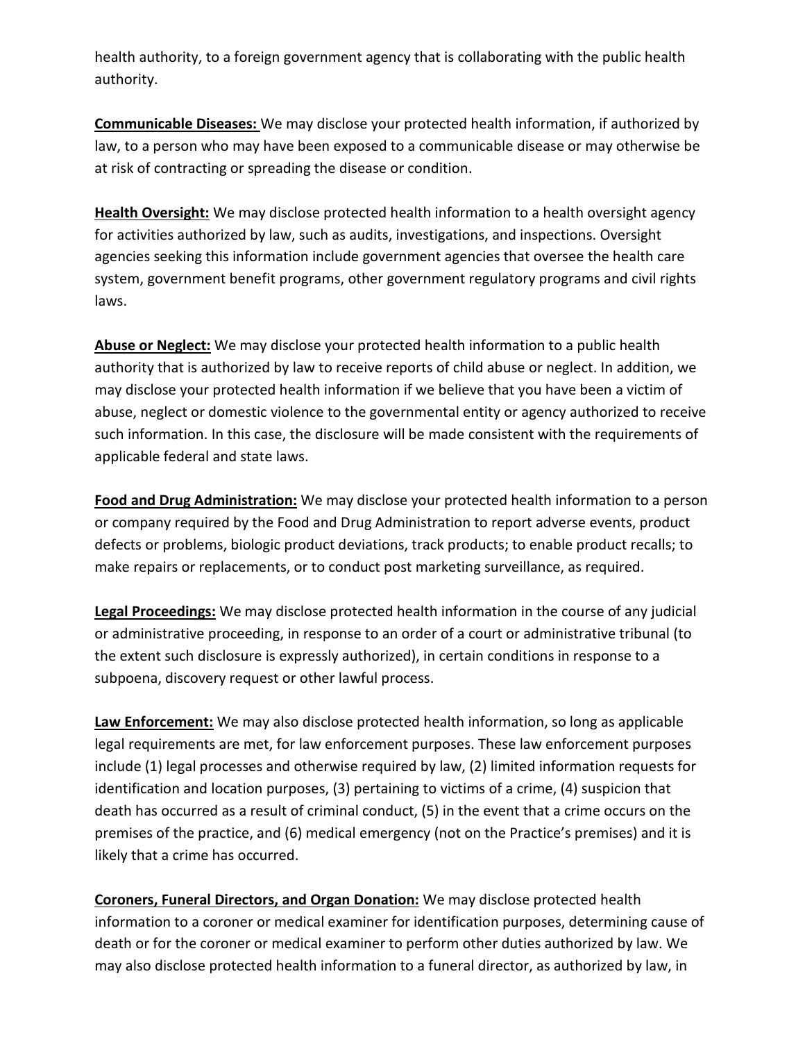health authority, to a foreign government agency that is collaborating with the public health authority.

**Communicable Diseases:** We may disclose your protected health information, if authorized by law, to a person who may have been exposed to a communicable disease or may otherwise be at risk of contracting or spreading the disease or condition.

**Health Oversight:** We may disclose protected health information to a health oversight agency for activities authorized by law, such as audits, investigations, and inspections. Oversight agencies seeking this information include government agencies that oversee the health care system, government benefit programs, other government regulatory programs and civil rights laws.

**Abuse or Neglect:** We may disclose your protected health information to a public health authority that is authorized by law to receive reports of child abuse or neglect. In addition, we may disclose your protected health information if we believe that you have been a victim of abuse, neglect or domestic violence to the governmental entity or agency authorized to receive such information. In this case, the disclosure will be made consistent with the requirements of applicable federal and state laws.

**Food and Drug Administration:** We may disclose your protected health information to a person or company required by the Food and Drug Administration to report adverse events, product defects or problems, biologic product deviations, track products; to enable product recalls; to make repairs or replacements, or to conduct post marketing surveillance, as required.

**Legal Proceedings:** We may disclose protected health information in the course of any judicial or administrative proceeding, in response to an order of a court or administrative tribunal (to the extent such disclosure is expressly authorized), in certain conditions in response to a subpoena, discovery request or other lawful process.

**Law Enforcement:** We may also disclose protected health information, so long as applicable legal requirements are met, for law enforcement purposes. These law enforcement purposes include (1) legal processes and otherwise required by law, (2) limited information requests for identification and location purposes, (3) pertaining to victims of a crime, (4) suspicion that death has occurred as a result of criminal conduct, (5) in the event that a crime occurs on the premises of the practice, and (6) medical emergency (not on the Practice's premises) and it is likely that a crime has occurred.

**Coroners, Funeral Directors, and Organ Donation:** We may disclose protected health information to a coroner or medical examiner for identification purposes, determining cause of death or for the coroner or medical examiner to perform other duties authorized by law. We may also disclose protected health information to a funeral director, as authorized by law, in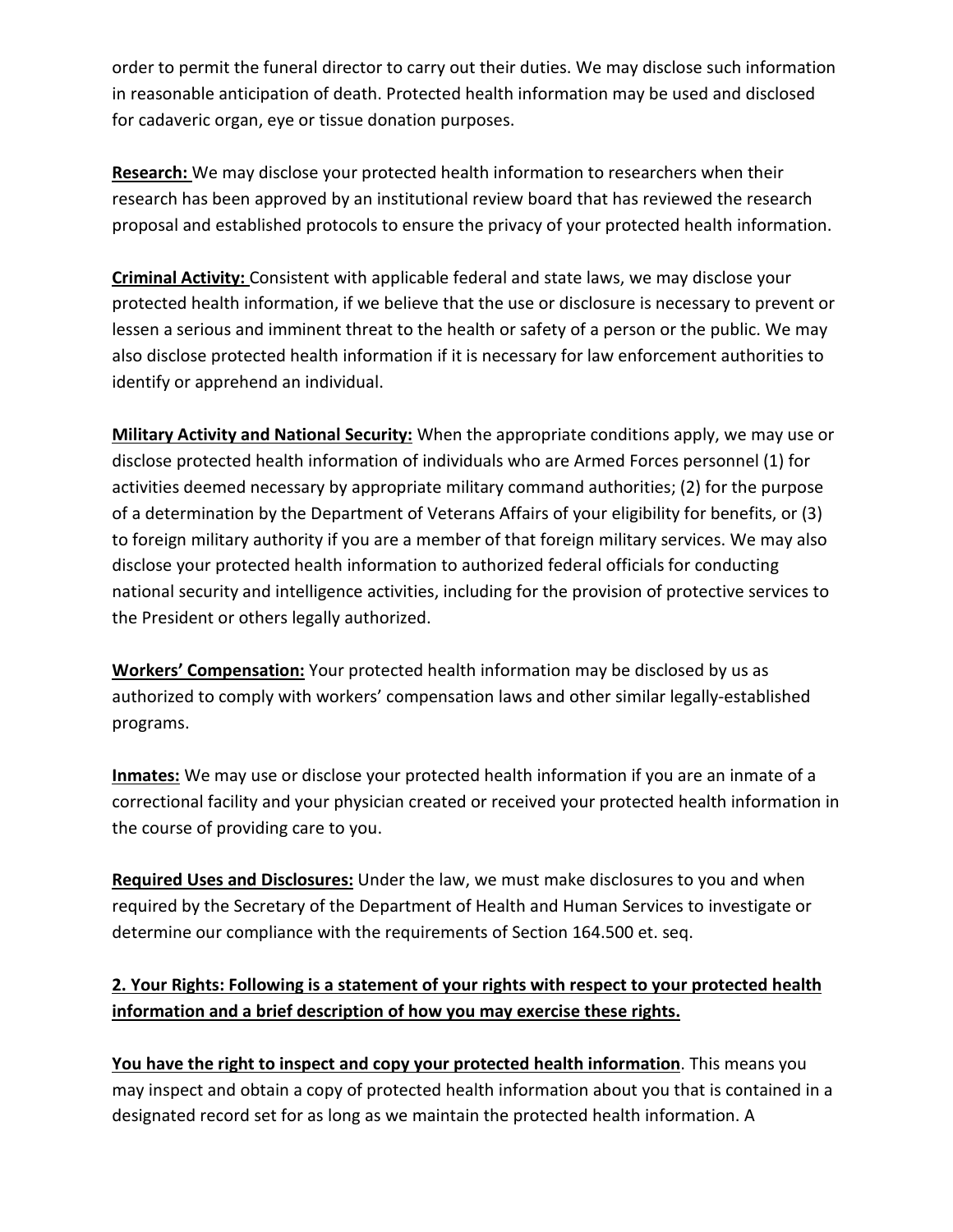order to permit the funeral director to carry out their duties. We may disclose such information in reasonable anticipation of death. Protected health information may be used and disclosed for cadaveric organ, eye or tissue donation purposes.

**Research:** We may disclose your protected health information to researchers when their research has been approved by an institutional review board that has reviewed the research proposal and established protocols to ensure the privacy of your protected health information.

**Criminal Activity:** Consistent with applicable federal and state laws, we may disclose your protected health information, if we believe that the use or disclosure is necessary to prevent or lessen a serious and imminent threat to the health or safety of a person or the public. We may also disclose protected health information if it is necessary for law enforcement authorities to identify or apprehend an individual.

**Military Activity and National Security:** When the appropriate conditions apply, we may use or disclose protected health information of individuals who are Armed Forces personnel (1) for activities deemed necessary by appropriate military command authorities; (2) for the purpose of a determination by the Department of Veterans Affairs of your eligibility for benefits, or (3) to foreign military authority if you are a member of that foreign military services. We may also disclose your protected health information to authorized federal officials for conducting national security and intelligence activities, including for the provision of protective services to the President or others legally authorized.

**Workers' Compensation:** Your protected health information may be disclosed by us as authorized to comply with workers' compensation laws and other similar legally-established programs.

**Inmates:** We may use or disclose your protected health information if you are an inmate of a correctional facility and your physician created or received your protected health information in the course of providing care to you.

**Required Uses and Disclosures:** Under the law, we must make disclosures to you and when required by the Secretary of the Department of Health and Human Services to investigate or determine our compliance with the requirements of Section 164.500 et. seq.

## 2. Your Rights: Following is a statement of your rights with respect to your protected health information and a brief description of how you may exercise these rights.

**You have the right to inspect and copy your protected health information**. This means you may inspect and obtain a copy of protected health information about you that is contained in a designated record set for as long as we maintain the protected health information. A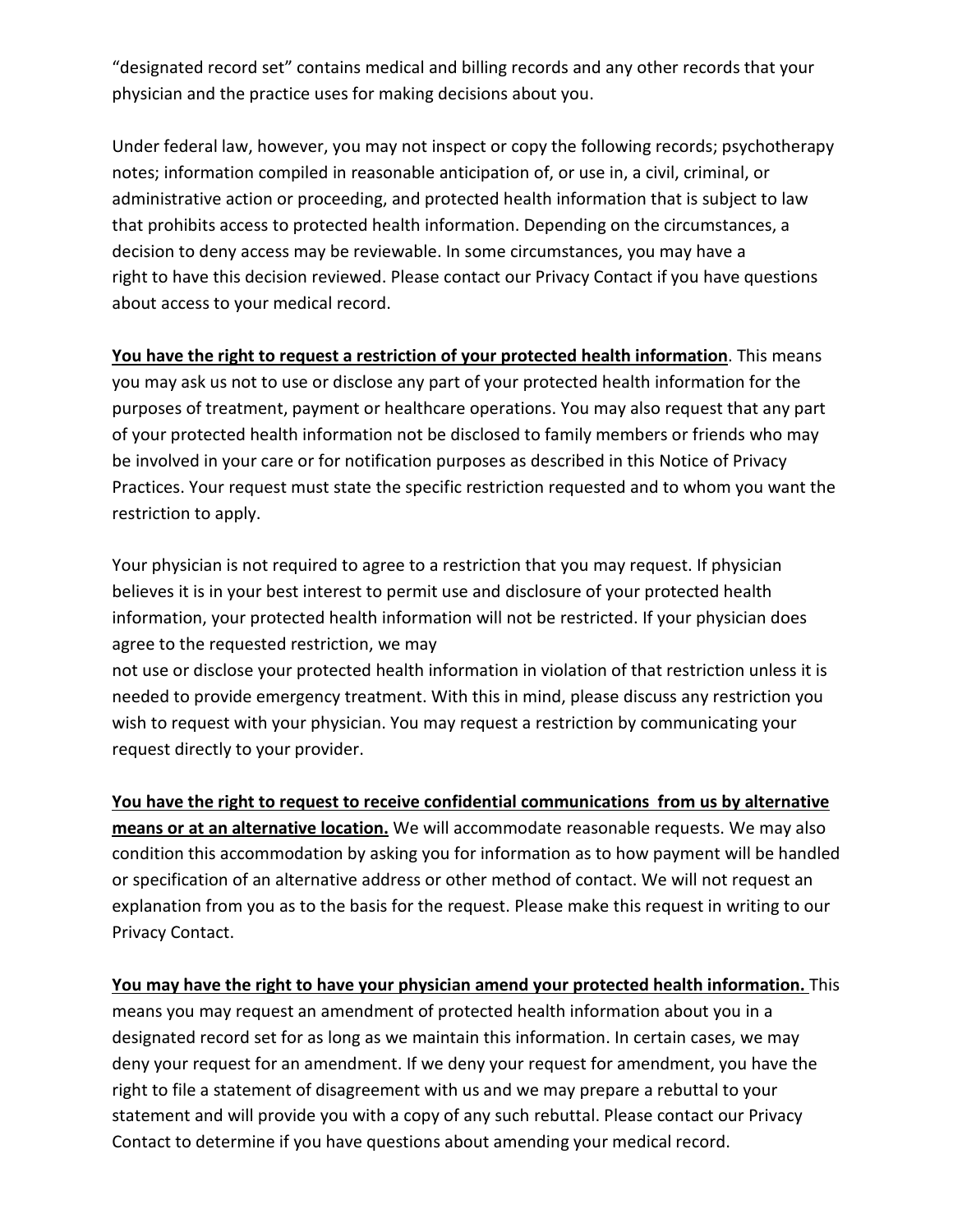“designated record set” contains medical and billing records and any other records that your physician and the practice uses for making decisions about you.

Under federal law, however, you may not inspect or copy the following records; psychotherapy notes; information compiled in reasonable anticipation of, or use in, a civil, criminal, or administrative action or proceeding, and protected health information that is subject to law that prohibits access to protected health information. Depending on the circumstances, a decision to deny access may be reviewable. In some circumstances, you may have a right to have this decision reviewed. Please contact our Privacy Contact if you have questions about access to your medical record.

**You have the right to request a restriction of your protected health information**. This means you may ask us not to use or disclose any part of your protected health information for the purposes of treatment, payment or healthcare operations. You may also request that any part of your protected health information not be disclosed to family members or friends who may be involved in your care or for notification purposes as described in this Notice of Privacy Practices. Your request must state the specific restriction requested and to whom you want the restriction to apply.

Your physician is not required to agree to a restriction that you may request. If physician believes it is in your best interest to permit use and disclosure of your protected health information, your protected health information will not be restricted. If your physician does agree to the requested restriction, we may not use or disclose your protected health information in violation of that restriction unless it is needed to provide emergency treatment. With this in mind, please discuss any restriction you wish to request with your physician. You may request a restriction by communicating your request directly to your provider.

**You have the right to request to receive confidential communications from us by alternative means or at an alternative location.** We will accommodate reasonable requests. We may also condition this accommodation by asking you for information as to how payment will be handled or specification of an alternative address or other method of contact. We will not request an explanation from you as to the basis for the request. Please make this request in writing to our Privacy Contact.

**You may have the right to have your physician amend your protected health information.** This means you may request an amendment of protected health information about you in a designated record set for as long as we maintain this information. In certain cases, we may deny your request for an amendment. If we deny your request for amendment, you have the right to file a statement of disagreement with us and we may prepare a rebuttal to your statement and will provide you with a copy of any such rebuttal. Please contact our Privacy Contact to determine if you have questions about amending your medical record.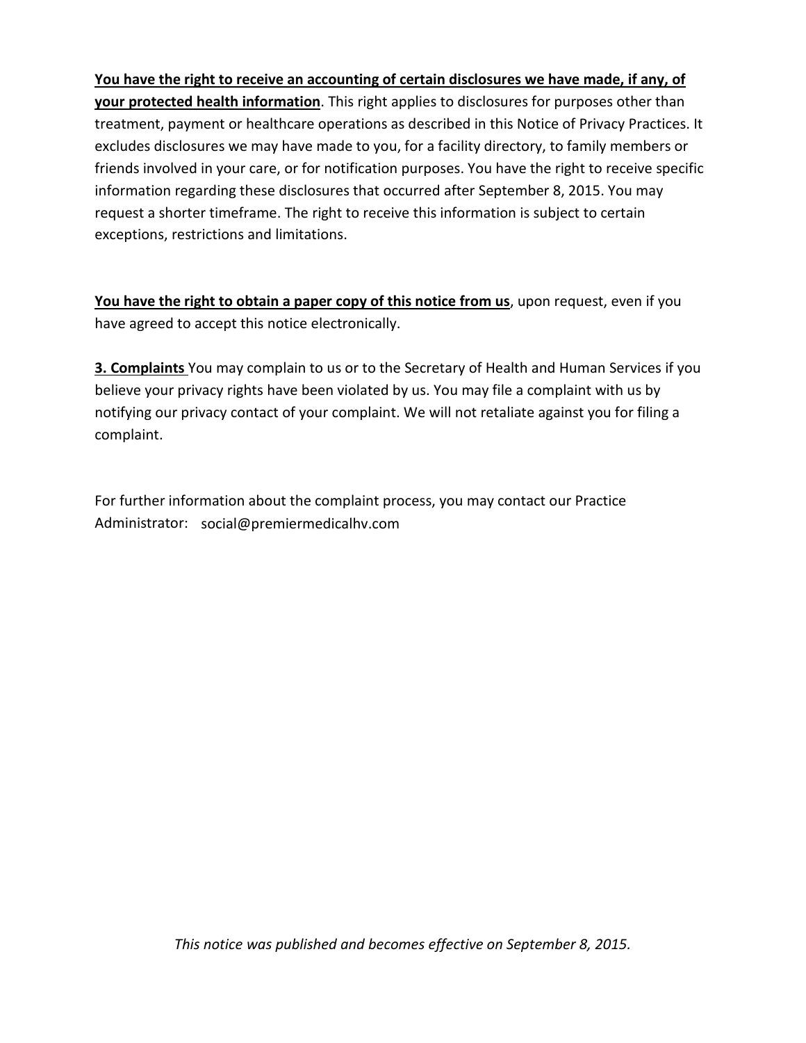**<u>You have the right to receive an accounting of certain disclosures we have made, if any, of your protected health information</u>**. This right applies to disclosures for purposes other than treatment, payment or healthcare operations as described in this Notice of Privacy Practices. It excludes disclosures we may have made to you, for a facility directory, to family members or friends involved in your care, or for notification purposes. You have the right to receive specific information regarding these disclosures that occurred after September 8, 2015. You may request a shorter timeframe. The right to receive this information is subject to certain exceptions, restrictions and limitations.

**<u>You have the right to obtain a paper copy of this notice from us</u>**, upon request, even if you have agreed to accept this notice electronically.

**<u>3. Complaints</u>** You may complain to us or to the Secretary of Health and Human Services if you believe your privacy rights have been violated by us. You may file a complaint with us by notifying our privacy contact of your complaint. We will not retaliate against you for filing a complaint.

For further information about the complaint process, you may contact our Practice Administrator: social@premiermedicalhv.com

*This notice was published and becomes effective on September 8, 2015.*